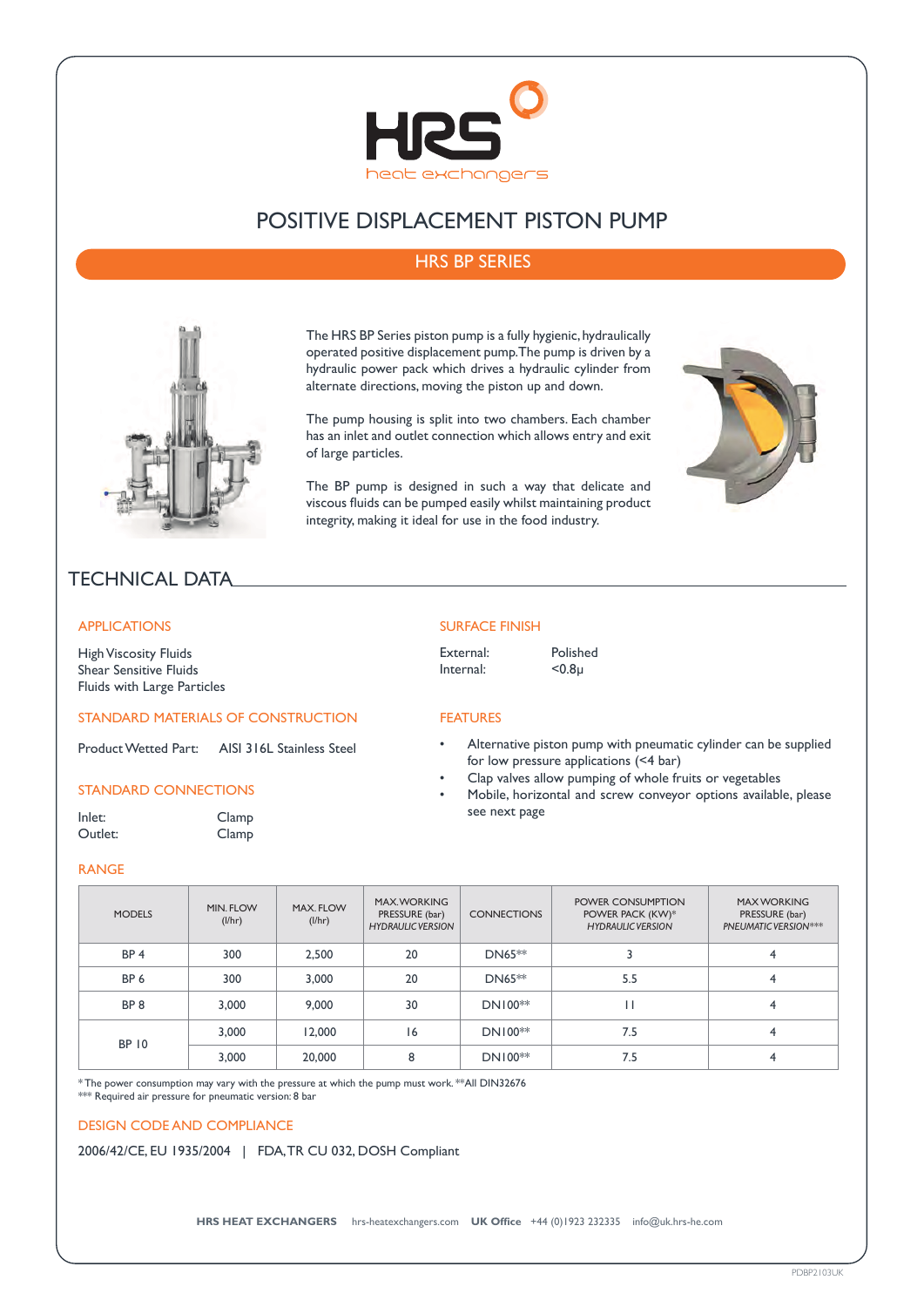# POSITIVE DISPLACEMENT PISTON PUMP

## HRS BP SERIES

The HRS BP Series piston pump is a fully hygienic, hydraulically operated positive displacement pump. The pump is driven by a hydraulic power pack which drives a hydraulic cylinder from alternate directions, moving the piston up and down.

The pump housing is split into two chambers. Each chamber has an inlet and outlet connection which allows entry and exit of large particles.

The BP pump is designed in such a way that delicate and viscous fluids can be pumped easily whilst maintaining product integrity, making it ideal for use in the food industry.

## TECHNICAL DATA

### APPLICATIONS

High Viscosity Fluids
Shear Sensitive Fluids
Fluids with Large Particles

### STANDARD MATERIALS OF CONSTRUCTION

Product Wetted Part: AISI 316L Stainless Steel

### STANDARD CONNECTIONS

Inlet: Clamp
Outlet: Clamp

### SURFACE FINISH

External: Polished
Internal: <0.8μ

### FEATURES

- Alternative piston pump with pneumatic cylinder can be supplied for low pressure applications (<4 bar)
- Clap valves allow pumping of whole fruits or vegetables
- Mobile, horizontal and screw conveyor options available, please see next page

### RANGE

| MODELS | MIN. FLOW (l/hr) | MAX. FLOW (l/hr) | MAX. WORKING PRESSURE (bar) *HYDRAULIC VERSION* | CONNECTIONS | POWER CONSUMPTION POWER PACK (KW)* *HYDRAULIC VERSION* | MAX WORKING PRESSURE (bar) *PNEUMATIC VERSION**** |
|---|---|---|---|---|---|---|
| BP 4 | 300 | 2,500 | 20 | DN65** | 3 | 4 |
| BP 6 | 300 | 3,000 | 20 | DN65** | 5.5 | 4 |
| BP 8 | 3,000 | 9,000 | 30 | DN100** | 11 | 4 |
| BP 10 | 3,000 | 12,000 | 16 | DN100** | 7.5 | 4 |
| | 3,000 | 20,000 | 8 | DN100** | 7.5 | 4 |

* The power consumption may vary with the pressure at which the pump must work. **All DIN32676
*** Required air pressure for pneumatic version: 8 bar

### DESIGN CODE AND COMPLIANCE

2006/42/CE, EU 1935/2004 | FDA, TR CU 032, DOSH Compliant

**HRS HEAT EXCHANGERS** hrs-heatexchangers.com **UK Office** +44 (0)1923 232335 info@uk.hrs-he.com

PDBP2103UK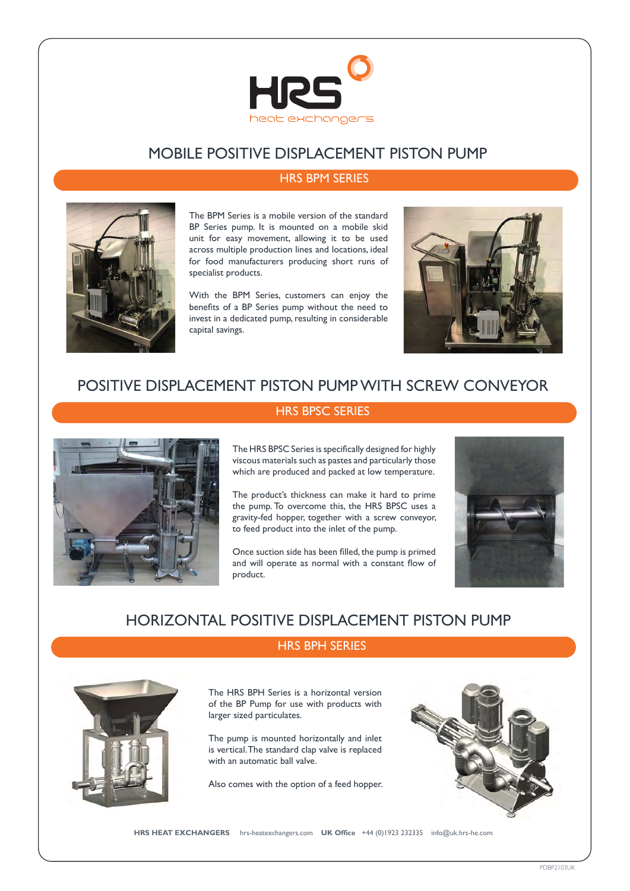HRS heat exchangers

# MOBILE POSITIVE DISPLACEMENT PISTON PUMP

## HRS BPM SERIES

The BPM Series is a mobile version of the standard BP Series pump. It is mounted on a mobile skid unit for easy movement, allowing it to be used across multiple production lines and locations, ideal for food manufacturers producing short runs of specialist products.

With the BPM Series, customers can enjoy the benefits of a BP Series pump without the need to invest in a dedicated pump, resulting in considerable capital savings.

# POSITIVE DISPLACEMENT PISTON PUMP WITH SCREW CONVEYOR

## HRS BPSC SERIES

The HRS BPSC Series is specifically designed for highly viscous materials such as pastes and particularly those which are produced and packed at low temperature.

The product's thickness can make it hard to prime the pump. To overcome this, the HRS BPSC uses a gravity-fed hopper, together with a screw conveyor, to feed product into the inlet of the pump.

Once suction side has been filled, the pump is primed and will operate as normal with a constant flow of product.

# HORIZONTAL POSITIVE DISPLACEMENT PISTON PUMP

## HRS BPH SERIES

The HRS BPH Series is a horizontal version of the BP Pump for use with products with larger sized particulates.

The pump is mounted horizontally and inlet is vertical. The standard clap valve is replaced with an automatic ball valve.

Also comes with the option of a feed hopper.

**HRS HEAT EXCHANGERS** hrs-heatexchangers.com **UK Office** +44 (0)1923 232335 info@uk.hrs-he.com

PDBP2103UK